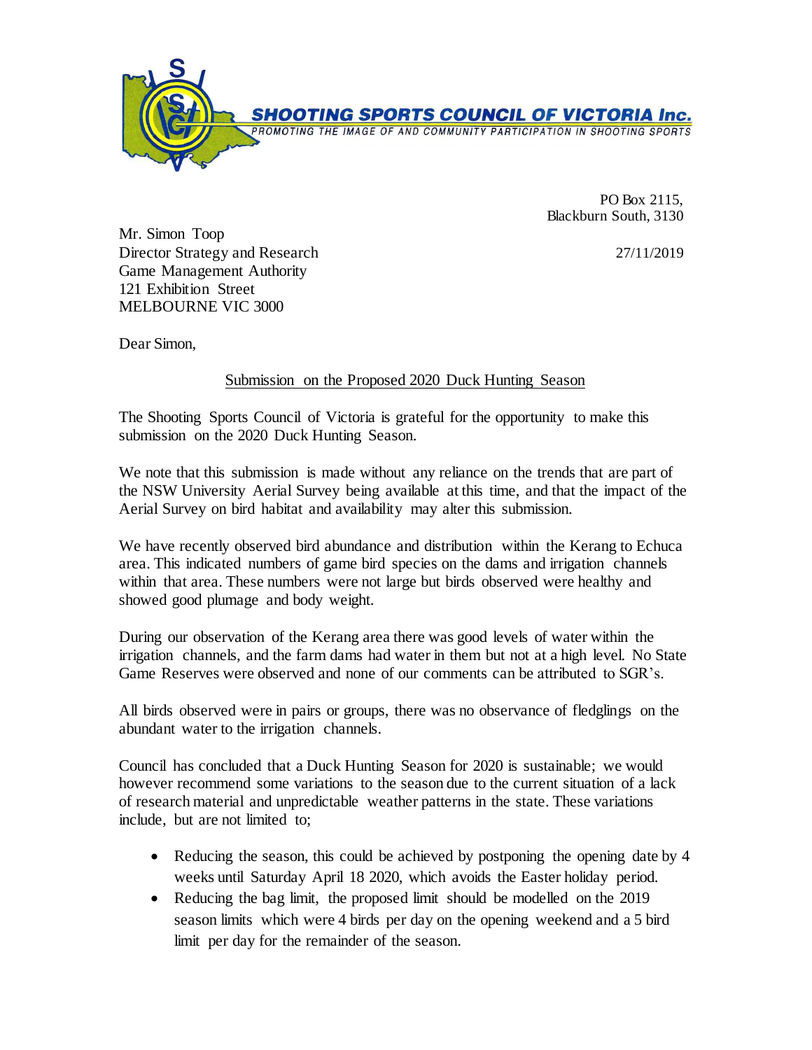**SHOOTING SPORTS COUNCIL OF VICTORIA Inc.**

PROMOTING THE IMAGE OF AND COMMUNITY PARTICIPATION IN SHOOTING SPORTS

PO Box 2115,
Blackburn South, 3130

27/11/2019

Mr. Simon Toop
Director Strategy and Research
Game Management Authority
121 Exhibition Street
MELBOURNE VIC 3000

Dear Simon,

Submission on the Proposed 2020 Duck Hunting Season

The Shooting Sports Council of Victoria is grateful for the opportunity to make this submission on the 2020 Duck Hunting Season.

We note that this submission is made without any reliance on the trends that are part of the NSW University Aerial Survey being available at this time, and that the impact of the Aerial Survey on bird habitat and availability may alter this submission.

We have recently observed bird abundance and distribution within the Kerang to Echuca area. This indicated numbers of game bird species on the dams and irrigation channels within that area. These numbers were not large but birds observed were healthy and showed good plumage and body weight.

During our observation of the Kerang area there was good levels of water within the irrigation channels, and the farm dams had water in them but not at a high level. No State Game Reserves were observed and none of our comments can be attributed to SGR's.

All birds observed were in pairs or groups, there was no observance of fledglings on the abundant water to the irrigation channels.

Council has concluded that a Duck Hunting Season for 2020 is sustainable; we would however recommend some variations to the season due to the current situation of a lack of research material and unpredictable weather patterns in the state. These variations include, but are not limited to;

- Reducing the season, this could be achieved by postponing the opening date by 4 weeks until Saturday April 18 2020, which avoids the Easter holiday period.
- Reducing the bag limit, the proposed limit should be modelled on the 2019 season limits which were 4 birds per day on the opening weekend and a 5 bird limit per day for the remainder of the season.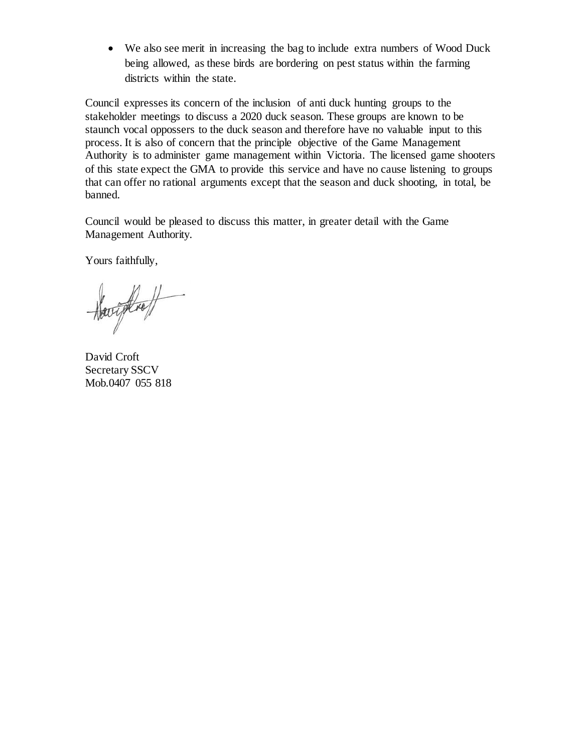- We also see merit in increasing the bag to include extra numbers of Wood Duck being allowed, as these birds are bordering on pest status within the farming districts within the state.

Council expresses its concern of the inclusion of anti duck hunting groups to the stakeholder meetings to discuss a 2020 duck season. These groups are known to be staunch vocal oppossers to the duck season and therefore have no valuable input to this process. It is also of concern that the principle objective of the Game Management Authority is to administer game management within Victoria. The licensed game shooters of this state expect the GMA to provide this service and have no cause listening to groups that can offer no rational arguments except that the season and duck shooting, in total, be banned.

Council would be pleased to discuss this matter, in greater detail with the Game Management Authority.

Yours faithfully,

David Croft
Secretary SSCV
Mob.0407 055 818